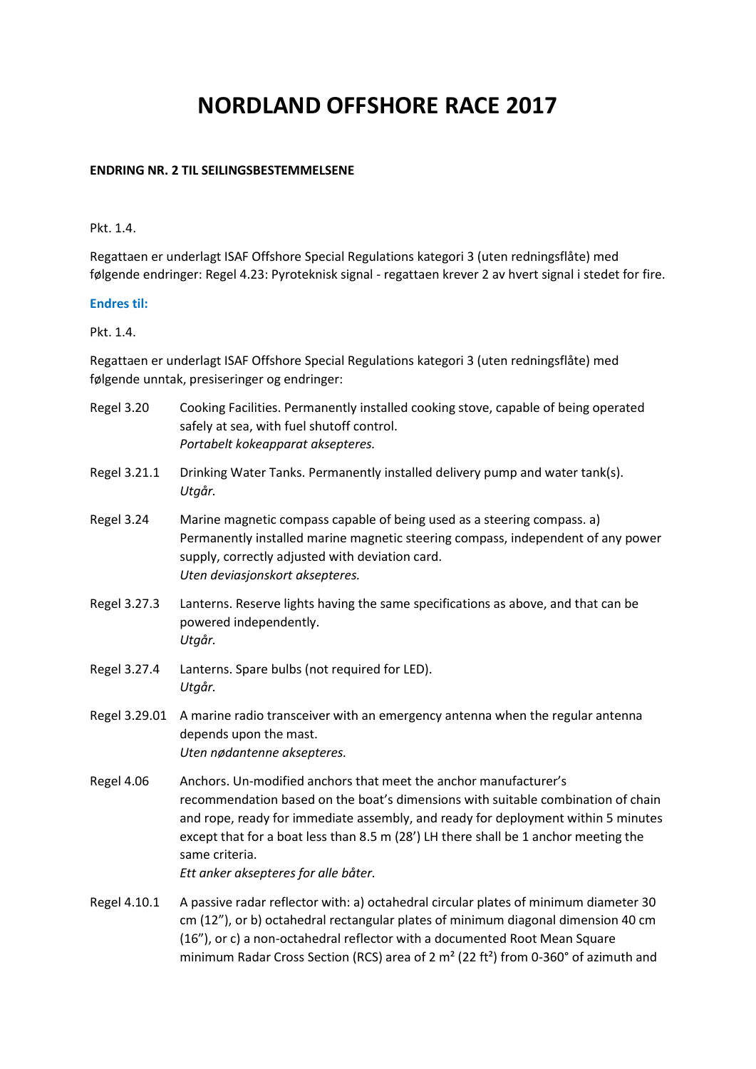# NORDLAND OFFSHORE RACE 2017

**ENDRING NR. 2 TIL SEILINGSBESTEMMELSENE**

Pkt. 1.4.

Regattaen er underlagt ISAF Offshore Special Regulations kategori 3 (uten redningsflåte) med følgende endringer: Regel 4.23: Pyroteknisk signal - regattaen krever 2 av hvert signal i stedet for fire.

**Endres til:**

Pkt. 1.4.

Regattaen er underlagt ISAF Offshore Special Regulations kategori 3 (uten redningsflåte) med følgende unntak, presiseringer og endringer:

Regel 3.20 — Cooking Facilities. Permanently installed cooking stove, capable of being operated safely at sea, with fuel shutoff control.
*Portabelt kokeapparat aksepteres.*

Regel 3.21.1 — Drinking Water Tanks. Permanently installed delivery pump and water tank(s).
*Utgår.*

Regel 3.24 — Marine magnetic compass capable of being used as a steering compass. a) Permanently installed marine magnetic steering compass, independent of any power supply, correctly adjusted with deviation card.
*Uten deviasjonskort aksepteres.*

Regel 3.27.3 — Lanterns. Reserve lights having the same specifications as above, and that can be powered independently.
*Utgår.*

Regel 3.27.4 — Lanterns. Spare bulbs (not required for LED).
*Utgår.*

Regel 3.29.01 — A marine radio transceiver with an emergency antenna when the regular antenna depends upon the mast.
*Uten nødantenne aksepteres.*

Regel 4.06 — Anchors. Un-modified anchors that meet the anchor manufacturer's recommendation based on the boat's dimensions with suitable combination of chain and rope, ready for immediate assembly, and ready for deployment within 5 minutes except that for a boat less than 8.5 m (28') LH there shall be 1 anchor meeting the same criteria.
*Ett anker aksepteres for alle båter.*

Regel 4.10.1 — A passive radar reflector with: a) octahedral circular plates of minimum diameter 30 cm (12"), or b) octahedral rectangular plates of minimum diagonal dimension 40 cm (16"), or c) a non-octahedral reflector with a documented Root Mean Square minimum Radar Cross Section (RCS) area of 2 m² (22 ft²) from 0-360° of azimuth and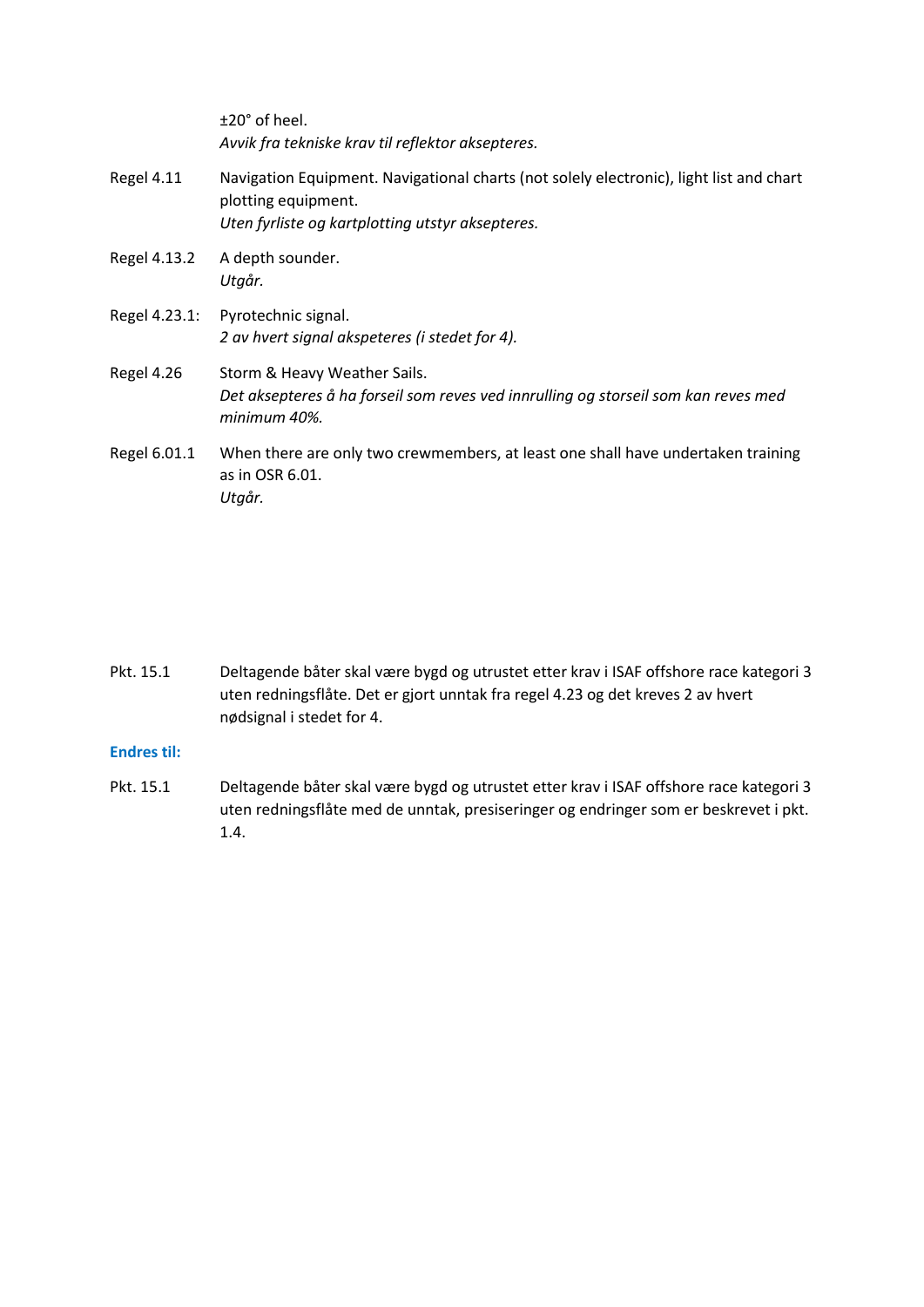±20° of heel.
*Avvik fra tekniske krav til reflektor aksepteres.*

Regel 4.11 Navigation Equipment. Navigational charts (not solely electronic), light list and chart plotting equipment.
*Uten fyrliste og kartplotting utstyr aksepteres.*

Regel 4.13.2 A depth sounder.
*Utgår.*

Regel 4.23.1: Pyrotechnic signal.
*2 av hvert signal aksepteres (i stedet for 4).*

Regel 4.26 Storm & Heavy Weather Sails.
*Det aksepteres å ha forseil som reves ved innrulling og storseil som kan reves med minimum 40%.*

Regel 6.01.1 When there are only two crewmembers, at least one shall have undertaken training as in OSR 6.01.
*Utgår.*

Pkt. 15.1 Deltagende båter skal være bygd og utrustet etter krav i ISAF offshore race kategori 3 uten redningsflåte. Det er gjort unntak fra regel 4.23 og det kreves 2 av hvert nødsignal i stedet for 4.

**Endres til:**

Pkt. 15.1 Deltagende båter skal være bygd og utrustet etter krav i ISAF offshore race kategori 3 uten redningsflåte med de unntak, presiseringer og endringer som er beskrevet i pkt. 1.4.